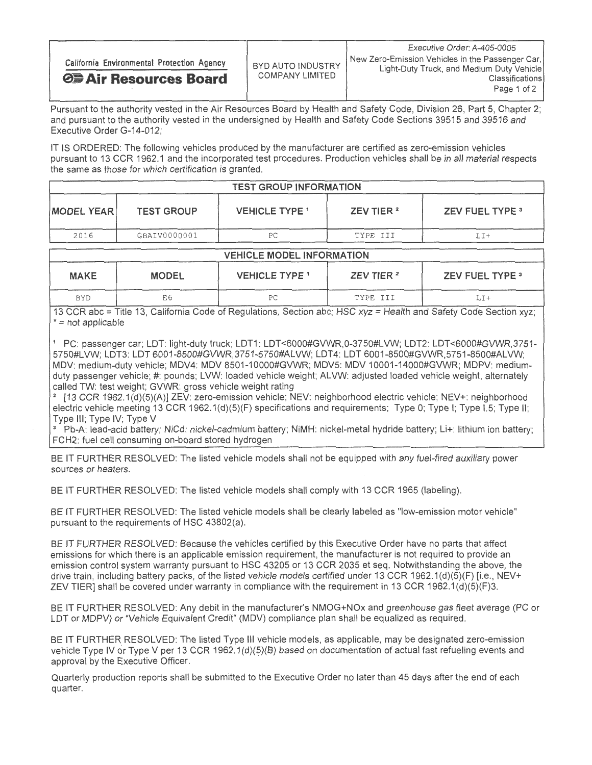| California Environmental Protection Agency **Air Resources Board** | BYD AUTO INDUSTRY COMPANY LIMITED | Executive Order: A-405-0005 New Zero-Emission Vehicles in the Passenger Car, Light-Duty Truck, and Medium Duty Vehicle Classifications |
|---|---|---|

Pursuant to the authority vested in the Air Resources Board by Health and Safety Code, Division 26, Part 5, Chapter 2; and pursuant to the authority vested in the undersigned by Health and Safety Code Sections 39515 and 39516 and Executive Order G-14-012;

IT IS ORDERED: The following vehicles produced by the manufacturer are certified as zero-emission vehicles pursuant to 13 CCR 1962.1 and the incorporated test procedures. Production vehicles shall be in all material respects the same as those for which certification is granted.

| TEST GROUP INFORMATION | | | | |
|---|---|---|---|---|
| **MODEL YEAR** | **TEST GROUP** | **VEHICLE TYPE [1]** | **ZEV TIER [2]** | **ZEV FUEL TYPE [3]** |
| 2016 | GBAIV0000001 | PC | TYPE III | LI+ |

| VEHICLE MODEL INFORMATION | | | | |
|---|---|---|---|---|
| **MAKE** | **MODEL** | **VEHICLE TYPE [1]** | **ZEV TIER [2]** | **ZEV FUEL TYPE [3]** |
| BYD | E6 | PC | TYPE III | LI+ |

13 CCR abc = Title 13, California Code of Regulations, Section abc; HSC xyz = Health and Safety Code Section xyz; * = not applicable

[1] PC: passenger car; LDT: light-duty truck; LDT1: LDT<6000#GVWR,0-3750#LVW; LDT2: LDT<6000#GVWR,3751-5750#LVW; LDT3: LDT 6001-8500#GVWR,3751-5750#ALVW; LDT4: LDT 6001-8500#GVWR,5751-8500#ALVW; MDV: medium-duty vehicle; MDV4: MDV 8501-10000#GVWR; MDV5: MDV 10001-14000#GVWR; MDPV: medium-duty passenger vehicle; #: pounds; LVW: loaded vehicle weight; ALVW: adjusted loaded vehicle weight, alternately called TW: test weight; GVWR: gross vehicle weight rating

[2] [13 CCR 1962.1(d)(5)(A)] ZEV: zero-emission vehicle; NEV: neighborhood electric vehicle; NEV+: neighborhood electric vehicle meeting 13 CCR 1962.1(d)(5)(F) specifications and requirements; Type 0; Type I; Type I.5; Type II; Type III; Type IV; Type V

[3] Pb-A: lead-acid battery; NiCd: nickel-cadmium battery; NiMH: nickel-metal hydride battery; Li+: lithium ion battery; FCH2: fuel cell consuming on-board stored hydrogen

BE IT FURTHER RESOLVED: The listed vehicle models shall not be equipped with any fuel-fired auxiliary power sources or heaters.

BE IT FURTHER RESOLVED: The listed vehicle models shall comply with 13 CCR 1965 (labeling).

BE IT FURTHER RESOLVED: The listed vehicle models shall be clearly labeled as "low-emission motor vehicle" pursuant to the requirements of HSC 43802(a).

BE IT FURTHER RESOLVED: Because the vehicles certified by this Executive Order have no parts that affect emissions for which there is an applicable emission requirement, the manufacturer is not required to provide an emission control system warranty pursuant to HSC 43205 or 13 CCR 2035 et seq. Notwithstanding the above, the drive train, including battery packs, of the listed vehicle models certified under 13 CCR 1962.1(d)(5)(F) [i.e., NEV+ ZEV TIER] shall be covered under warranty in compliance with the requirement in 13 CCR 1962.1(d)(5)(F)3.

BE IT FURTHER RESOLVED: Any debit in the manufacturer's NMOG+NOx and greenhouse gas fleet average (PC or LDT or MDPV) or "Vehicle Equivalent Credit" (MDV) compliance plan shall be equalized as required.

BE IT FURTHER RESOLVED: The listed Type III vehicle models, as applicable, may be designated zero-emission vehicle Type IV or Type V per 13 CCR 1962.1(d)(5)(B) based on documentation of actual fast refueling events and approval by the Executive Officer.

Quarterly production reports shall be submitted to the Executive Order no later than 45 days after the end of each quarter.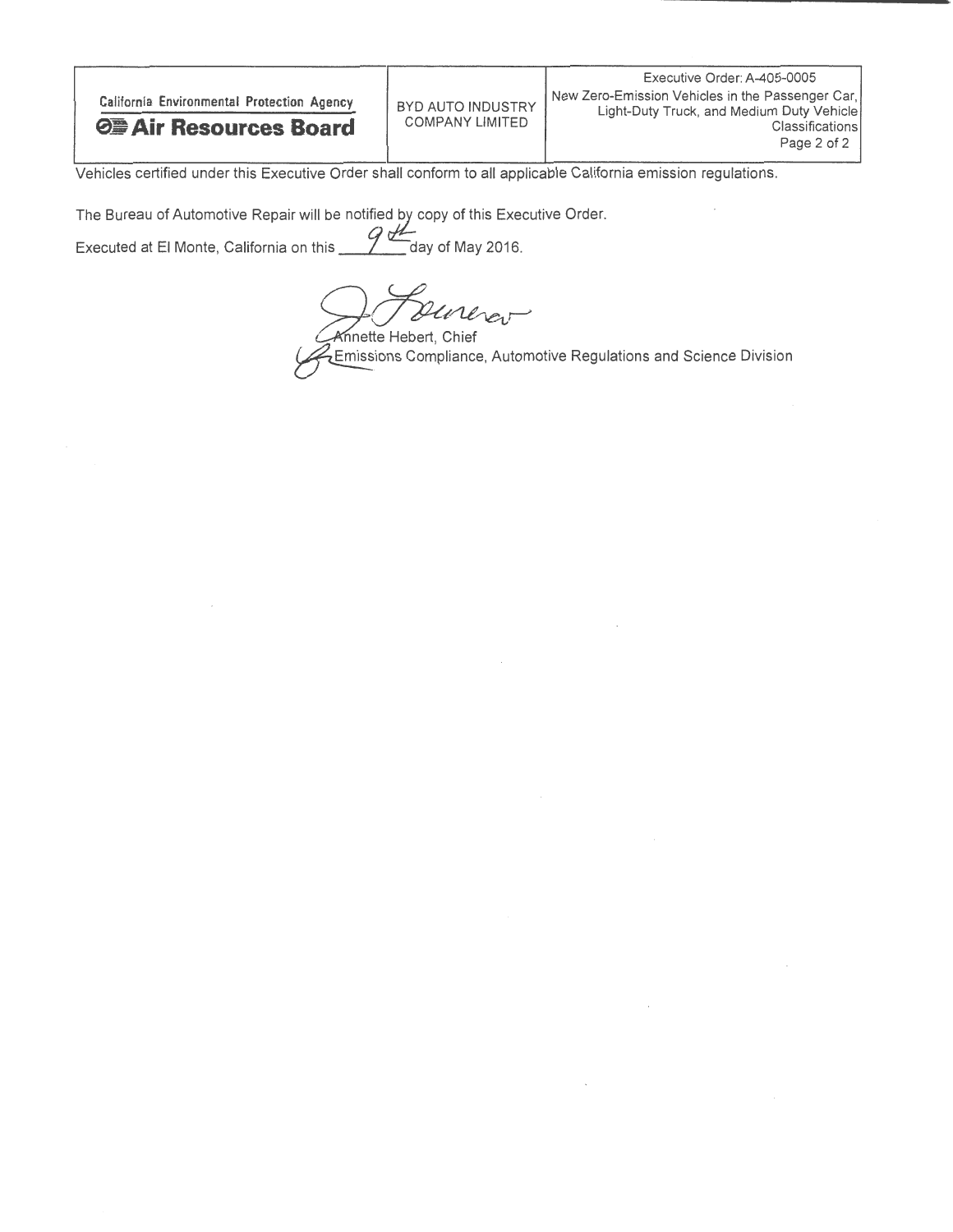Vehicles certified under this Executive Order shall conform to all applicable California emission regulations.

The Bureau of Automotive Repair will be notified by copy of this Executive Order.

Executed at El Monte, California on this 9th day of May 2016.

Annette Hebert, Chief
Emissions Compliance, Automotive Regulations and Science Division